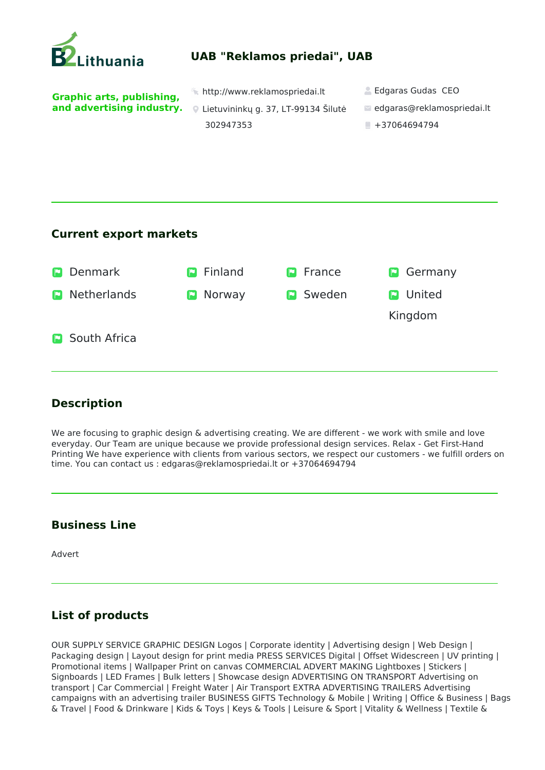B2Lithuania

# UAB "Reklamos priedai", UAB

**Graphic arts, publishing, and advertising industry.**

http://www.reklamospriedai.lt
Lietuvininkų g. 37, LT-99134 Šilutė
302947353

Edgaras Gudas CEO
edgaras@reklamospriedai.lt
+37064694794

## Current export markets

- Denmark
- Finland
- France
- Germany
- Netherlands
- Norway
- Sweden
- United Kingdom
- South Africa

## Description

We are focusing to graphic design & advertising creating. We are different - we work with smile and love everyday. Our Team are unique because we provide professional design services. Relax - Get First-Hand Printing We have experience with clients from various sectors, we respect our customers - we fulfill orders on time. You can contact us : edgaras@reklamospriedai.lt or +37064694794

## Business Line

Advert

## List of products

OUR SUPPLY SERVICE GRAPHIC DESIGN Logos | Corporate identity | Advertising design | Web Design | Packaging design | Layout design for print media PRESS SERVICES Digital | Offset Widescreen | UV printing | Promotional items | Wallpaper Print on canvas COMMERCIAL ADVERT MAKING Lightboxes | Stickers | Signboards | LED Frames | Bulk letters | Showcase design ADVERTISING ON TRANSPORT Advertising on transport | Car Commercial | Freight Water | Air Transport EXTRA ADVERTISING TRAILERS Advertising campaigns with an advertising trailer BUSINESS GIFTS Technology & Mobile | Writing | Office & Business | Bags & Travel | Food & Drinkware | Kids & Toys | Keys & Tools | Leisure & Sport | Vitality & Wellness | Textile &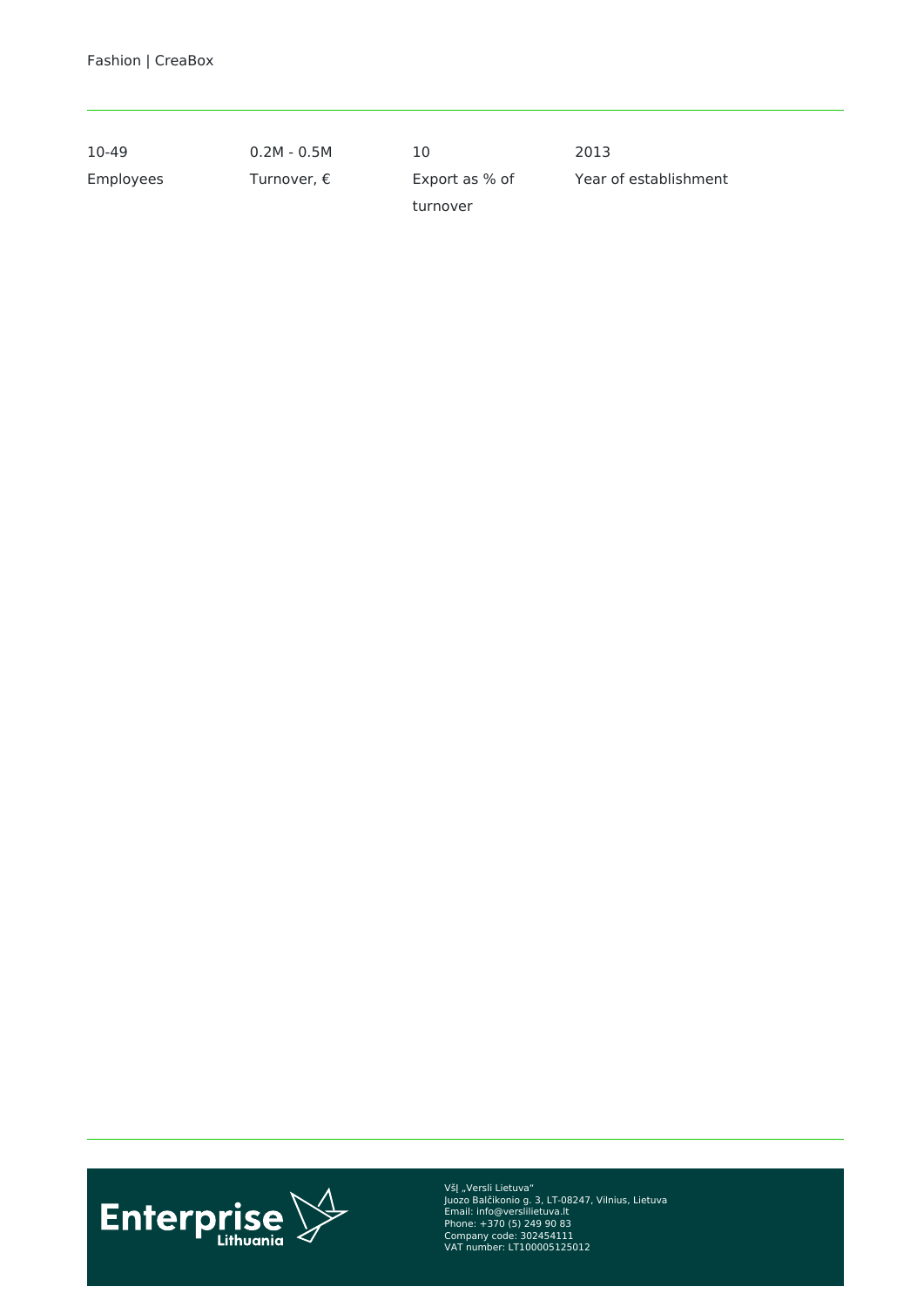Fashion | CreaBox

| | | | |
|---|---|---|---|
| 10-49 | 0.2M - 0.5M | 10 | 2013 |
| Employees | Turnover, € | Export as % of turnover | Year of establishment |

VšĮ „Versli Lietuva"
Juozo Balčikonio g. 3, LT-08247, Vilnius, Lietuva
Email: info@verslilietuva.lt
Phone: +370 (5) 249 90 83
Company code: 302454111
VAT number: LT100005125012